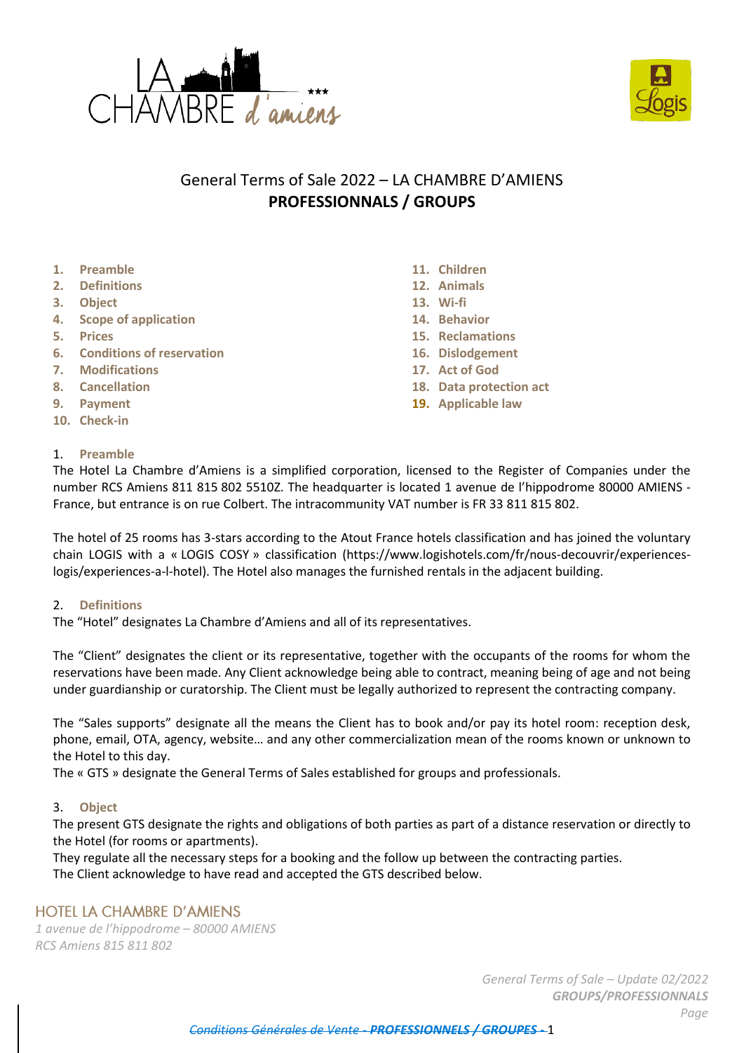# General Terms of Sale 2022 – LA CHAMBRE D'AMIENS
## PROFESSIONNALS / GROUPS

1. Preamble
2. Definitions
3. Object
4. Scope of application
5. Prices
6. Conditions of reservation
7. Modifications
8. Cancellation
9. Payment
10. Check-in
11. Children
12. Animals
13. Wi-fi
14. Behavior
15. Reclamations
16. Dislodgement
17. Act of God
18. Data protection act
19. Applicable law

### 1. Preamble

The Hotel La Chambre d'Amiens is a simplified corporation, licensed to the Register of Companies under the number RCS Amiens 811 815 802 5510Z. The headquarter is located 1 avenue de l'hippodrome 80000 AMIENS - France, but entrance is on rue Colbert. The intracommunity VAT number is FR 33 811 815 802.

The hotel of 25 rooms has 3-stars according to the Atout France hotels classification and has joined the voluntary chain LOGIS with a « LOGIS COSY » classification (https://www.logishotels.com/fr/nous-decouvrir/experiences-logis/experiences-a-l-hotel). The Hotel also manages the furnished rentals in the adjacent building.

### 2. Definitions

The "Hotel" designates La Chambre d'Amiens and all of its representatives.

The "Client" designates the client or its representative, together with the occupants of the rooms for whom the reservations have been made. Any Client acknowledge being able to contract, meaning being of age and not being under guardianship or curatorship. The Client must be legally authorized to represent the contracting company.

The "Sales supports" designate all the means the Client has to book and/or pay its hotel room: reception desk, phone, email, OTA, agency, website… and any other commercialization mean of the rooms known or unknown to the Hotel to this day.

The « GTS » designate the General Terms of Sales established for groups and professionals.

### 3. Object

The present GTS designate the rights and obligations of both parties as part of a distance reservation or directly to the Hotel (for rooms or apartments).

They regulate all the necessary steps for a booking and the follow up between the contracting parties.

The Client acknowledge to have read and accepted the GTS described below.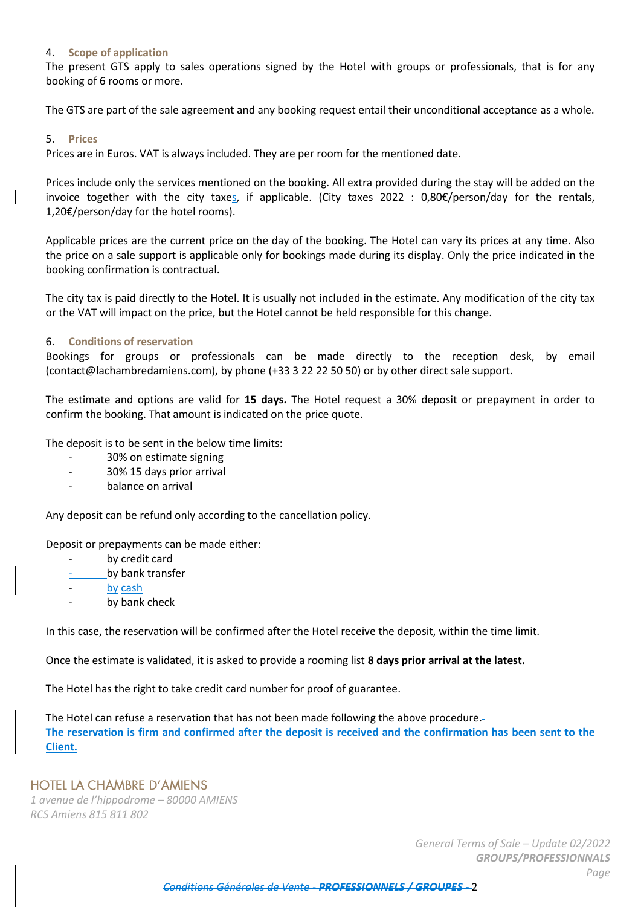## 4. Scope of application

The present GTS apply to sales operations signed by the Hotel with groups or professionals, that is for any booking of 6 rooms or more.

The GTS are part of the sale agreement and any booking request entail their unconditional acceptance as a whole.

## 5. Prices

Prices are in Euros. VAT is always included. They are per room for the mentioned date.

Prices include only the services mentioned on the booking. All extra provided during the stay will be added on the invoice together with the city taxes, if applicable. (City taxes 2022 : 0,80€/person/day for the rentals, 1,20€/person/day for the hotel rooms).

Applicable prices are the current price on the day of the booking. The Hotel can vary its prices at any time. Also the price on a sale support is applicable only for bookings made during its display. Only the price indicated in the booking confirmation is contractual.

The city tax is paid directly to the Hotel. It is usually not included in the estimate. Any modification of the city tax or the VAT will impact on the price, but the Hotel cannot be held responsible for this change.

## 6. Conditions of reservation

Bookings for groups or professionals can be made directly to the reception desk, by email (contact@lachambredamiens.com), by phone (+33 3 22 22 50 50) or by other direct sale support.

The estimate and options are valid for **15 days.** The Hotel request a 30% deposit or prepayment in order to confirm the booking. That amount is indicated on the price quote.

The deposit is to be sent in the below time limits:

- 30% on estimate signing
- 30% 15 days prior arrival
- balance on arrival

Any deposit can be refund only according to the cancellation policy.

Deposit or prepayments can be made either:

- by credit card
- by bank transfer
- by cash
- by bank check

In this case, the reservation will be confirmed after the Hotel receive the deposit, within the time limit.

Once the estimate is validated, it is asked to provide a rooming list **8 days prior arrival at the latest.**

The Hotel has the right to take credit card number for proof of guarantee.

The Hotel can refuse a reservation that has not been made following the above procedure.
**The reservation is firm and confirmed after the deposit is received and the confirmation has been sent to the Client.**

HOTEL LA CHAMBRE D'AMIENS
*1 avenue de l'hippodrome – 80000 AMIENS*
*RCS Amiens 815 811 802*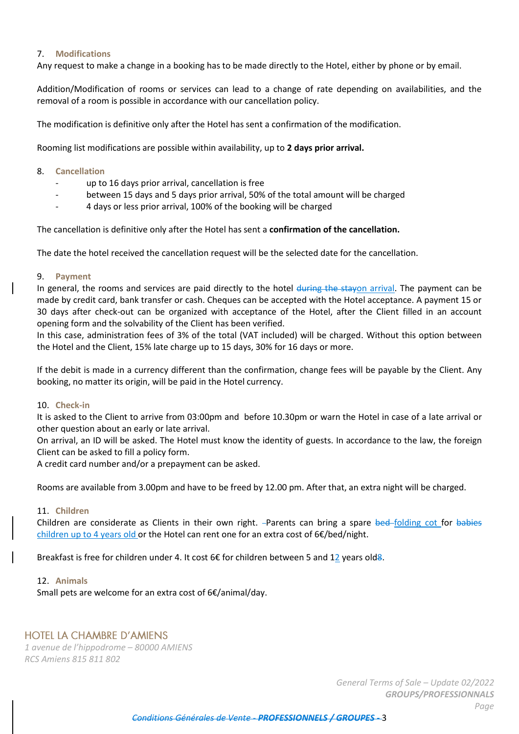## 7. Modifications

Any request to make a change in a booking has to be made directly to the Hotel, either by phone or by email.

Addition/Modification of rooms or services can lead to a change of rate depending on availabilities, and the removal of a room is possible in accordance with our cancellation policy.

The modification is definitive only after the Hotel has sent a confirmation of the modification.

Rooming list modifications are possible within availability, up to **2 days prior arrival.**

## 8. Cancellation

- up to 16 days prior arrival, cancellation is free
- between 15 days and 5 days prior arrival, 50% of the total amount will be charged
- 4 days or less prior arrival, 100% of the booking will be charged

The cancellation is definitive only after the Hotel has sent a **confirmation of the cancellation.**

The date the hotel received the cancellation request will be the selected date for the cancellation.

## 9. Payment

In general, the rooms and services are paid directly to the hotel ~~during the stay~~on arrival. The payment can be made by credit card, bank transfer or cash. Cheques can be accepted with the Hotel acceptance. A payment 15 or 30 days after check-out can be organized with acceptance of the Hotel, after the Client filled in an account opening form and the solvability of the Client has been verified.
In this case, administration fees of 3% of the total (VAT included) will be charged. Without this option between the Hotel and the Client, 15% late charge up to 15 days, 30% for 16 days or more.

If the debit is made in a currency different than the confirmation, change fees will be payable by the Client. Any booking, no matter its origin, will be paid in the Hotel currency.

## 10. Check-in

It is asked to the Client to arrive from 03:00pm and before 10.30pm or warn the Hotel in case of a late arrival or other question about an early or late arrival.
On arrival, an ID will be asked. The Hotel must know the identity of guests. In accordance to the law, the foreign Client can be asked to fill a policy form.
A credit card number and/or a prepayment can be asked.

Rooms are available from 3.00pm and have to be freed by 12.00 pm. After that, an extra night will be charged.

## 11. Children

Children are considerate as Clients in their own right. ~~-~~Parents can bring a spare ~~bed~~ folding cot for ~~babies~~ children up to 4 years old or the Hotel can rent one for an extra cost of 6€/bed/night.

Breakfast is free for children under 4. It cost 6€ for children between 5 and 12 years old~~8~~.

## 12. Animals

Small pets are welcome for an extra cost of 6€/animal/day.

HOTEL LA CHAMBRE D'AMIENS
*1 avenue de l'hippodrome – 80000 AMIENS*
*RCS Amiens 815 811 802*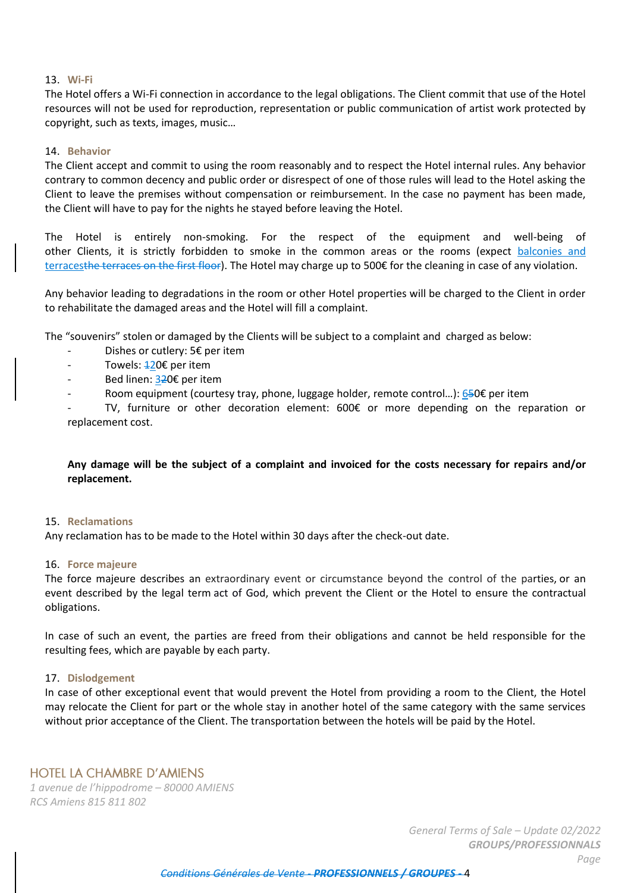## 13. Wi-Fi

The Hotel offers a Wi-Fi connection in accordance to the legal obligations. The Client commit that use of the Hotel resources will not be used for reproduction, representation or public communication of artist work protected by copyright, such as texts, images, music…

## 14. Behavior

The Client accept and commit to using the room reasonably and to respect the Hotel internal rules. Any behavior contrary to common decency and public order or disrespect of one of those rules will lead to the Hotel asking the Client to leave the premises without compensation or reimbursement. In the case no payment has been made, the Client will have to pay for the nights he stayed before leaving the Hotel.

The Hotel is entirely non-smoking. For the respect of the equipment and well-being of other Clients, it is strictly forbidden to smoke in the common areas or the rooms (expect balconies and terraces~~the terraces on the first floor~~). The Hotel may charge up to 500€ for the cleaning in case of any violation.

Any behavior leading to degradations in the room or other Hotel properties will be charged to the Client in order to rehabilitate the damaged areas and the Hotel will fill a complaint.

The "souvenirs" stolen or damaged by the Clients will be subject to a complaint and charged as below:

- Dishes or cutlery: 5€ per item
- Towels: ~~1~~20€ per item
- Bed linen: 3~~2~~0€ per item
- Room equipment (courtesy tray, phone, luggage holder, remote control…): 6~~5~~0€ per item
- TV, furniture or other decoration element: 600€ or more depending on the reparation or replacement cost.

**Any damage will be the subject of a complaint and invoiced for the costs necessary for repairs and/or replacement.**

## 15. Reclamations

Any reclamation has to be made to the Hotel within 30 days after the check-out date.

## 16. Force majeure

The force majeure describes an extraordinary event or circumstance beyond the control of the parties, or an event described by the legal term act of God, which prevent the Client or the Hotel to ensure the contractual obligations.

In case of such an event, the parties are freed from their obligations and cannot be held responsible for the resulting fees, which are payable by each party.

## 17. Dislodgement

In case of other exceptional event that would prevent the Hotel from providing a room to the Client, the Hotel may relocate the Client for part or the whole stay in another hotel of the same category with the same services without prior acceptance of the Client. The transportation between the hotels will be paid by the Hotel.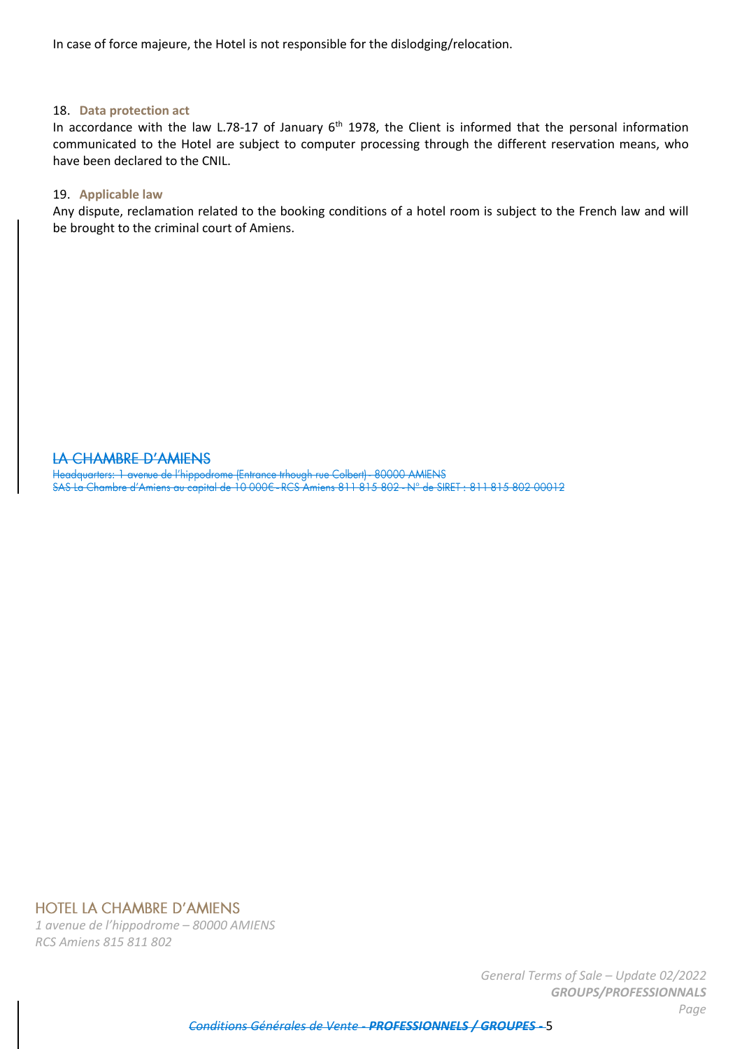In case of force majeure, the Hotel is not responsible for the dislodging/relocation.

18. **Data protection act**

In accordance with the law L.78-17 of January 6th 1978, the Client is informed that the personal information communicated to the Hotel are subject to computer processing through the different reservation means, who have been declared to the CNIL.

19. **Applicable law**

Any dispute, reclamation related to the booking conditions of a hotel room is subject to the French law and will be brought to the criminal court of Amiens.

~~LA CHAMBRE D'AMIENS~~

~~Headquarters: 1 avenue de l'hippodrome (Entrance trhough rue Colbert) - 80000 AMIENS~~

~~SAS La Chambre d'Amiens au capital de 10 000€ -RCS Amiens 811 815 802 - N° de SIRET : 811 815 802 00012~~

HOTEL LA CHAMBRE D'AMIENS

*1 avenue de l'hippodrome – 80000 AMIENS*

*RCS Amiens 815 811 802*